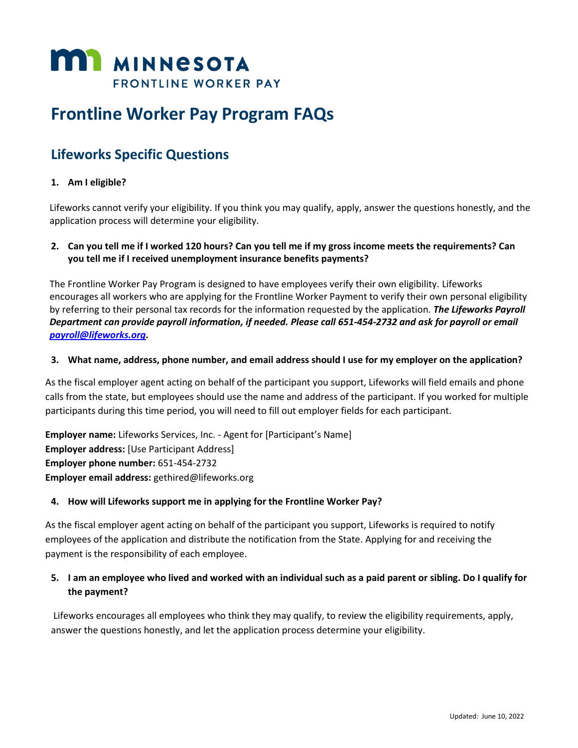# MINNESOTA FRONTLINE WORKER PAY

# Frontline Worker Pay Program FAQs

## Lifeworks Specific Questions

1. **Am I eligible?**

Lifeworks cannot verify your eligibility. If you think you may qualify, apply, answer the questions honestly, and the application process will determine your eligibility.

2. **Can you tell me if I worked 120 hours? Can you tell me if my gross income meets the requirements? Can you tell me if I received unemployment insurance benefits payments?**

The Frontline Worker Pay Program is designed to have employees verify their own eligibility. Lifeworks encourages all workers who are applying for the Frontline Worker Payment to verify their own personal eligibility by referring to their personal tax records for the information requested by the application. ***The Lifeworks Payroll Department can provide payroll information, if needed. Please call 651-454-2732 and ask for payroll or email payroll@lifeworks.org.***

3. **What name, address, phone number, and email address should I use for my employer on the application?**

As the fiscal employer agent acting on behalf of the participant you support, Lifeworks will field emails and phone calls from the state, but employees should use the name and address of the participant. If you worked for multiple participants during this time period, you will need to fill out employer fields for each participant.

**Employer name:** Lifeworks Services, Inc. - Agent for [Participant's Name]
**Employer address:** [Use Participant Address]
**Employer phone number:** 651-454-2732
**Employer email address:** gethired@lifeworks.org

4. **How will Lifeworks support me in applying for the Frontline Worker Pay?**

As the fiscal employer agent acting on behalf of the participant you support, Lifeworks is required to notify employees of the application and distribute the notification from the State. Applying for and receiving the payment is the responsibility of each employee.

5. **I am an employee who lived and worked with an individual such as a paid parent or sibling. Do I qualify for the payment?**

Lifeworks encourages all employees who think they may qualify, to review the eligibility requirements, apply, answer the questions honestly, and let the application process determine your eligibility.

Updated: June 10, 2022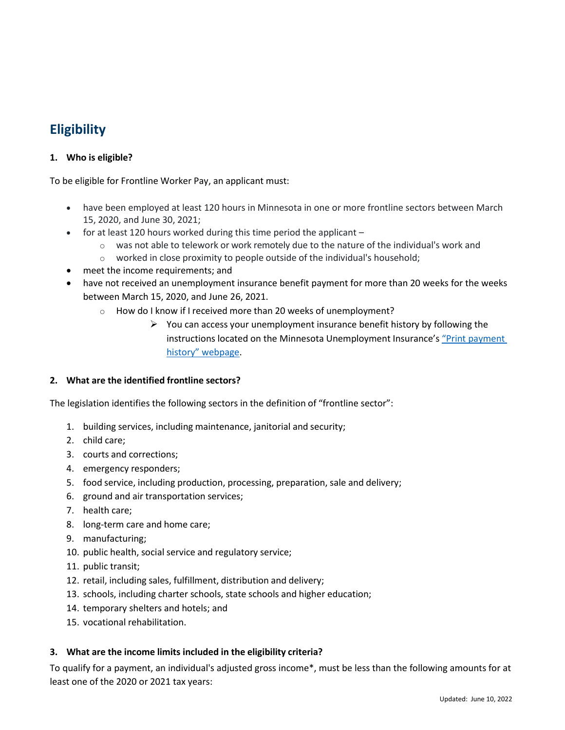## Eligibility

**1. Who is eligible?**

To be eligible for Frontline Worker Pay, an applicant must:

- have been employed at least 120 hours in Minnesota in one or more frontline sectors between March 15, 2020, and June 30, 2021;
- for at least 120 hours worked during this time period the applicant –
  - was not able to telework or work remotely due to the nature of the individual's work and
  - worked in close proximity to people outside of the individual's household;
- meet the income requirements; and
- have not received an unemployment insurance benefit payment for more than 20 weeks for the weeks between March 15, 2020, and June 26, 2021.
  - How do I know if I received more than 20 weeks of unemployment?
    - You can access your unemployment insurance benefit history by following the instructions located on the Minnesota Unemployment Insurance's [“Print payment history” webpage](#).

**2. What are the identified frontline sectors?**

The legislation identifies the following sectors in the definition of “frontline sector”:

1. building services, including maintenance, janitorial and security;
2. child care;
3. courts and corrections;
4. emergency responders;
5. food service, including production, processing, preparation, sale and delivery;
6. ground and air transportation services;
7. health care;
8. long-term care and home care;
9. manufacturing;
10. public health, social service and regulatory service;
11. public transit;
12. retail, including sales, fulfillment, distribution and delivery;
13. schools, including charter schools, state schools and higher education;
14. temporary shelters and hotels; and
15. vocational rehabilitation.

**3. What are the income limits included in the eligibility criteria?**

To qualify for a payment, an individual's adjusted gross income*, must be less than the following amounts for at least one of the 2020 or 2021 tax years: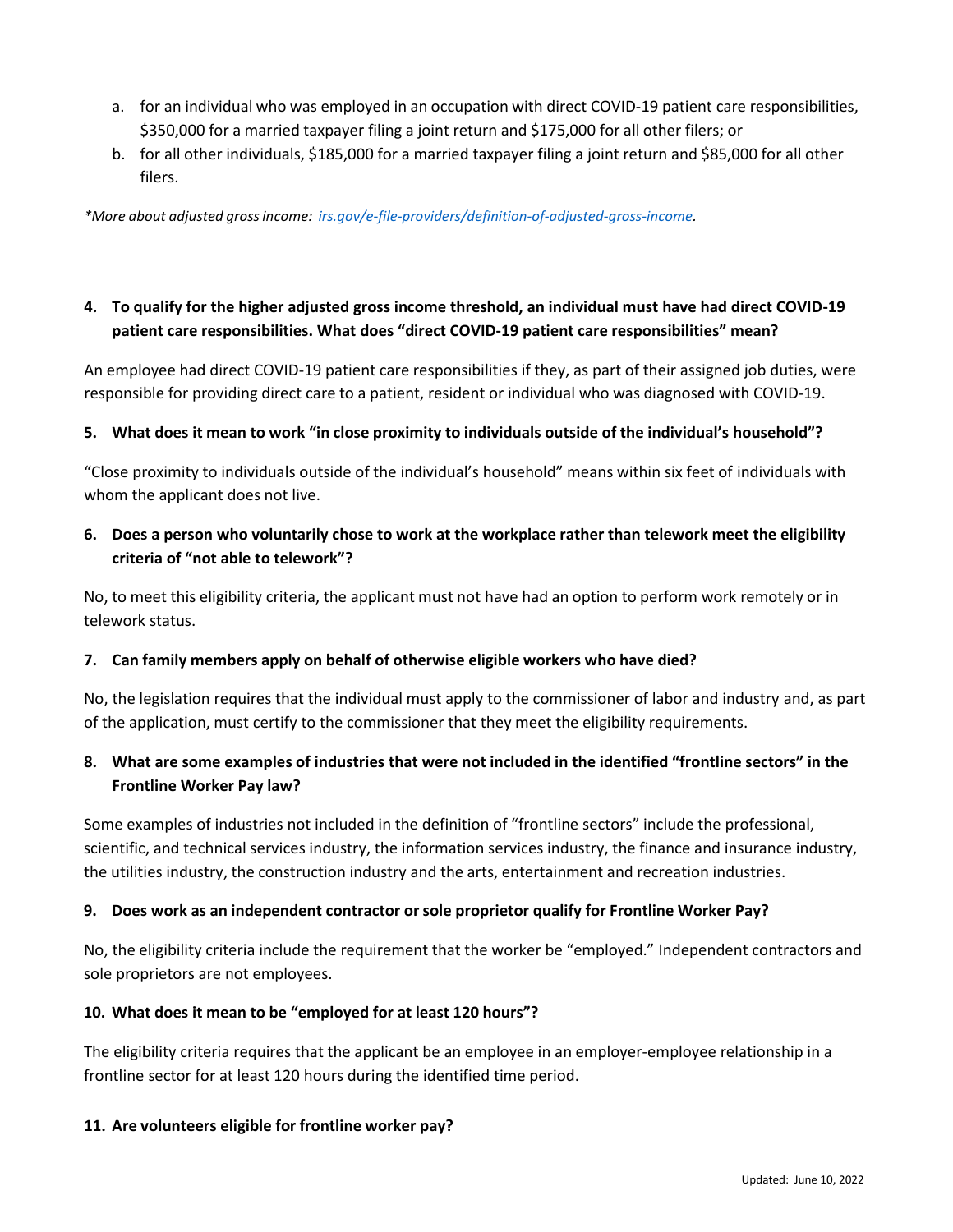a. for an individual who was employed in an occupation with direct COVID-19 patient care responsibilities, $350,000 for a married taxpayer filing a joint return and $175,000 for all other filers; or
b. for all other individuals, $185,000 for a married taxpayer filing a joint return and $85,000 for all other filers.

*\*More about adjusted gross income: [irs.gov/e-file-providers/definition-of-adjusted-gross-income](https://irs.gov/e-file-providers/definition-of-adjusted-gross-income).*

**4. To qualify for the higher adjusted gross income threshold, an individual must have had direct COVID-19 patient care responsibilities. What does "direct COVID-19 patient care responsibilities" mean?**

An employee had direct COVID-19 patient care responsibilities if they, as part of their assigned job duties, were responsible for providing direct care to a patient, resident or individual who was diagnosed with COVID-19.

**5. What does it mean to work "in close proximity to individuals outside of the individual's household"?**

"Close proximity to individuals outside of the individual's household" means within six feet of individuals with whom the applicant does not live.

**6. Does a person who voluntarily chose to work at the workplace rather than telework meet the eligibility criteria of "not able to telework"?**

No, to meet this eligibility criteria, the applicant must not have had an option to perform work remotely or in telework status.

**7. Can family members apply on behalf of otherwise eligible workers who have died?**

No, the legislation requires that the individual must apply to the commissioner of labor and industry and, as part of the application, must certify to the commissioner that they meet the eligibility requirements.

**8. What are some examples of industries that were not included in the identified "frontline sectors" in the Frontline Worker Pay law?**

Some examples of industries not included in the definition of "frontline sectors" include the professional, scientific, and technical services industry, the information services industry, the finance and insurance industry, the utilities industry, the construction industry and the arts, entertainment and recreation industries.

**9. Does work as an independent contractor or sole proprietor qualify for Frontline Worker Pay?**

No, the eligibility criteria include the requirement that the worker be "employed." Independent contractors and sole proprietors are not employees.

**10. What does it mean to be "employed for at least 120 hours"?**

The eligibility criteria requires that the applicant be an employee in an employer-employee relationship in a frontline sector for at least 120 hours during the identified time period.

**11. Are volunteers eligible for frontline worker pay?**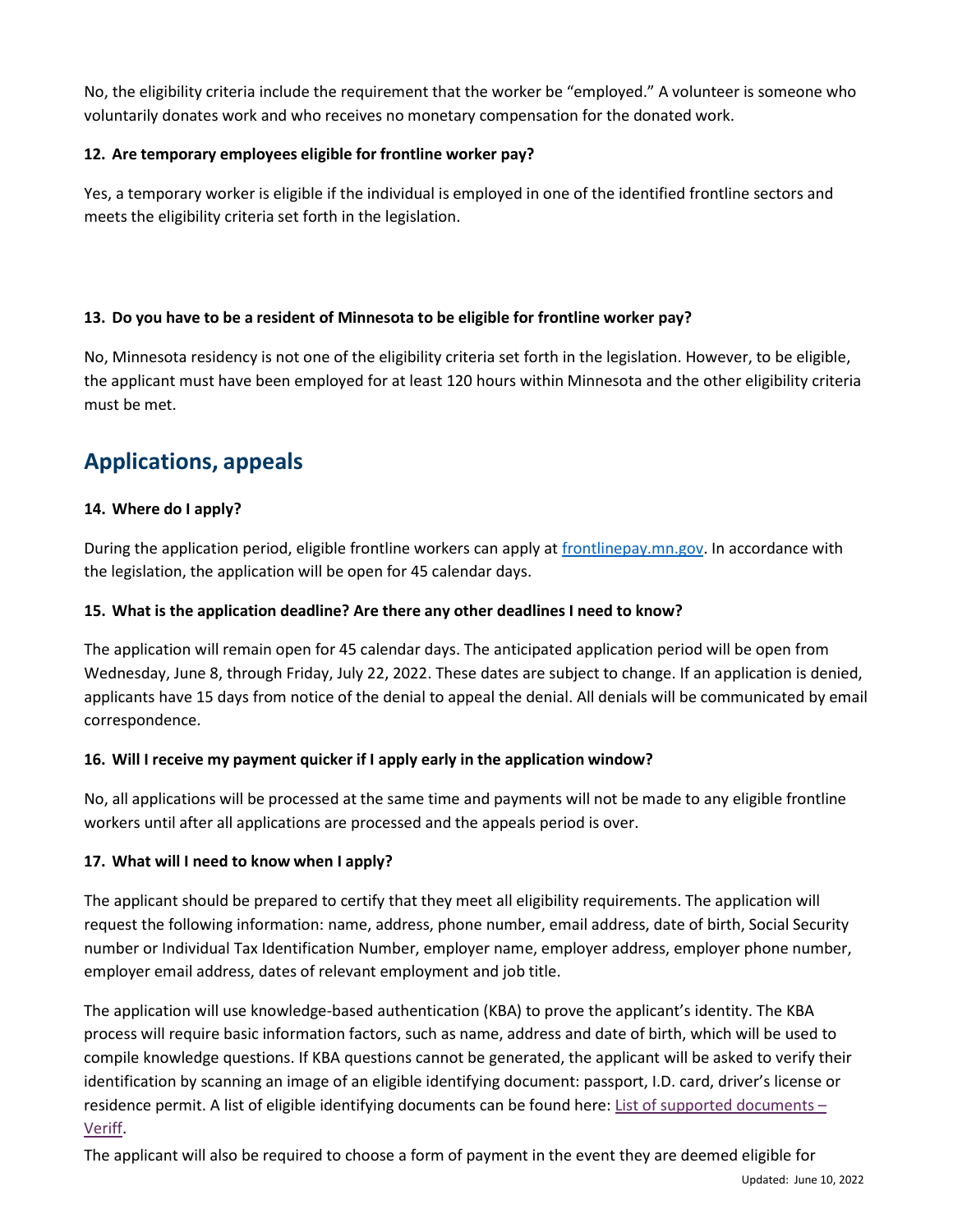No, the eligibility criteria include the requirement that the worker be "employed." A volunteer is someone who voluntarily donates work and who receives no monetary compensation for the donated work.

**12. Are temporary employees eligible for frontline worker pay?**

Yes, a temporary worker is eligible if the individual is employed in one of the identified frontline sectors and meets the eligibility criteria set forth in the legislation.

**13. Do you have to be a resident of Minnesota to be eligible for frontline worker pay?**

No, Minnesota residency is not one of the eligibility criteria set forth in the legislation. However, to be eligible, the applicant must have been employed for at least 120 hours within Minnesota and the other eligibility criteria must be met.

## Applications, appeals

**14. Where do I apply?**

During the application period, eligible frontline workers can apply at [frontlinepay.mn.gov](frontlinepay.mn.gov). In accordance with the legislation, the application will be open for 45 calendar days.

**15. What is the application deadline? Are there any other deadlines I need to know?**

The application will remain open for 45 calendar days. The anticipated application period will be open from Wednesday, June 8, through Friday, July 22, 2022. These dates are subject to change. If an application is denied, applicants have 15 days from notice of the denial to appeal the denial. All denials will be communicated by email correspondence.

**16. Will I receive my payment quicker if I apply early in the application window?**

No, all applications will be processed at the same time and payments will not be made to any eligible frontline workers until after all applications are processed and the appeals period is over.

**17. What will I need to know when I apply?**

The applicant should be prepared to certify that they meet all eligibility requirements. The application will request the following information: name, address, phone number, email address, date of birth, Social Security number or Individual Tax Identification Number, employer name, employer address, employer phone number, employer email address, dates of relevant employment and job title.

The application will use knowledge-based authentication (KBA) to prove the applicant's identity. The KBA process will require basic information factors, such as name, address and date of birth, which will be used to compile knowledge questions. If KBA questions cannot be generated, the applicant will be asked to verify their identification by scanning an image of an eligible identifying document: passport, I.D. card, driver's license or residence permit. A list of eligible identifying documents can be found here: List of supported documents – Veriff.

The applicant will also be required to choose a form of payment in the event they are deemed eligible for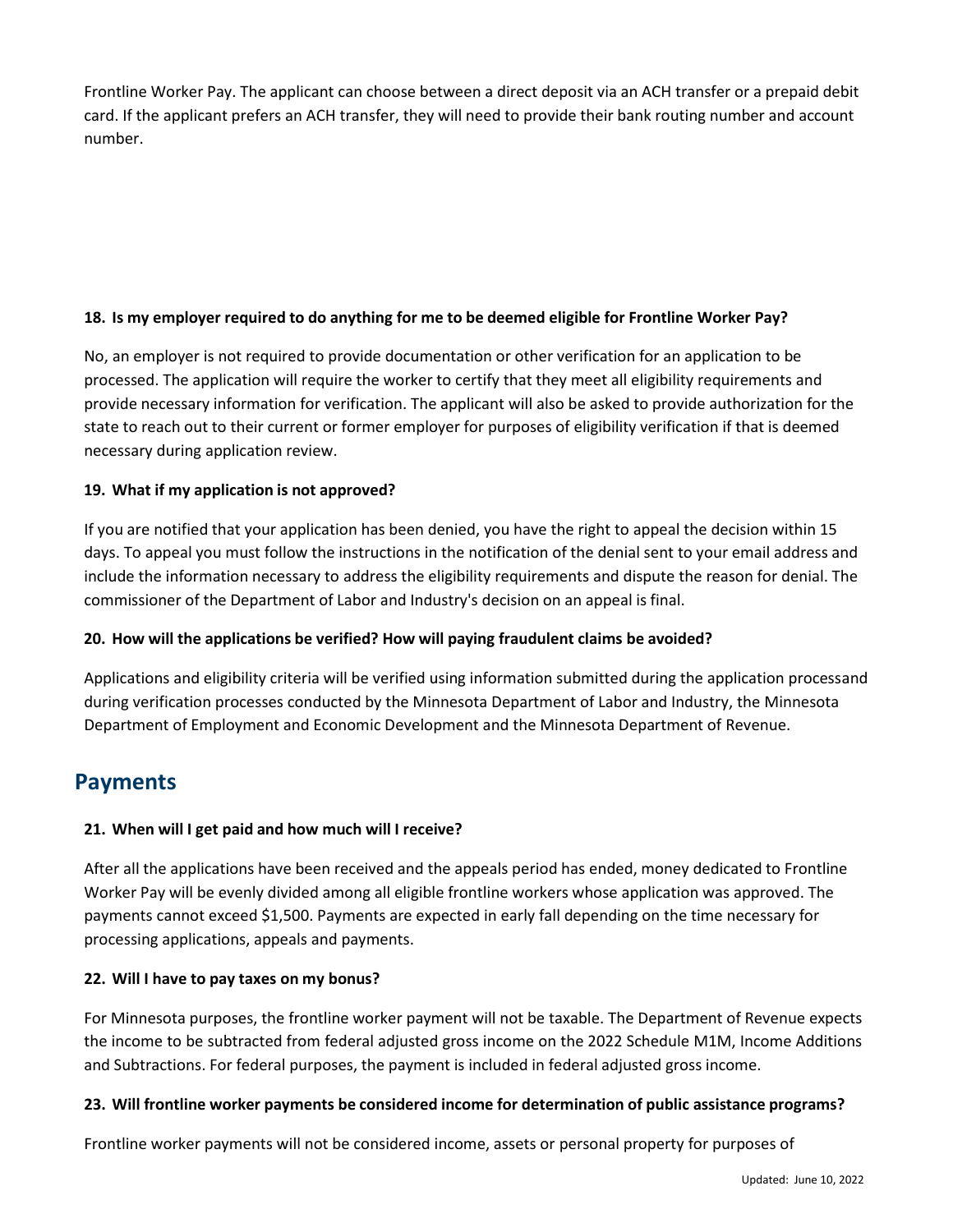Frontline Worker Pay. The applicant can choose between a direct deposit via an ACH transfer or a prepaid debit card. If the applicant prefers an ACH transfer, they will need to provide their bank routing number and account number.

**18. Is my employer required to do anything for me to be deemed eligible for Frontline Worker Pay?**

No, an employer is not required to provide documentation or other verification for an application to be processed. The application will require the worker to certify that they meet all eligibility requirements and provide necessary information for verification. The applicant will also be asked to provide authorization for the state to reach out to their current or former employer for purposes of eligibility verification if that is deemed necessary during application review.

**19. What if my application is not approved?**

If you are notified that your application has been denied, you have the right to appeal the decision within 15 days. To appeal you must follow the instructions in the notification of the denial sent to your email address and include the information necessary to address the eligibility requirements and dispute the reason for denial. The commissioner of the Department of Labor and Industry's decision on an appeal is final.

**20. How will the applications be verified? How will paying fraudulent claims be avoided?**

Applications and eligibility criteria will be verified using information submitted during the application processand during verification processes conducted by the Minnesota Department of Labor and Industry, the Minnesota Department of Employment and Economic Development and the Minnesota Department of Revenue.

## Payments

**21. When will I get paid and how much will I receive?**

After all the applications have been received and the appeals period has ended, money dedicated to Frontline Worker Pay will be evenly divided among all eligible frontline workers whose application was approved. The payments cannot exceed $1,500. Payments are expected in early fall depending on the time necessary for processing applications, appeals and payments.

**22. Will I have to pay taxes on my bonus?**

For Minnesota purposes, the frontline worker payment will not be taxable. The Department of Revenue expects the income to be subtracted from federal adjusted gross income on the 2022 Schedule M1M, Income Additions and Subtractions. For federal purposes, the payment is included in federal adjusted gross income.

**23. Will frontline worker payments be considered income for determination of public assistance programs?**

Frontline worker payments will not be considered income, assets or personal property for purposes of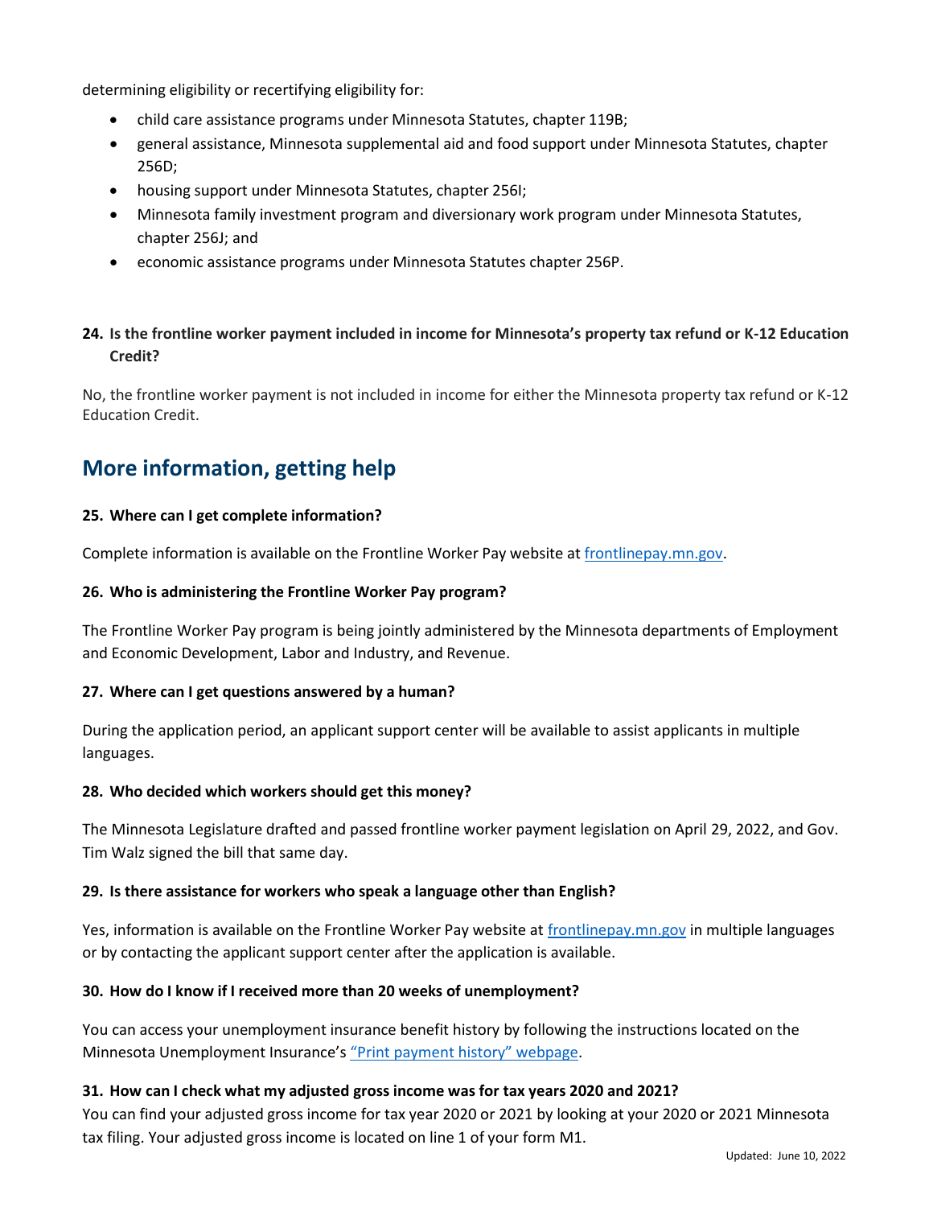determining eligibility or recertifying eligibility for:

- child care assistance programs under Minnesota Statutes, chapter 119B;
- general assistance, Minnesota supplemental aid and food support under Minnesota Statutes, chapter 256D;
- housing support under Minnesota Statutes, chapter 256I;
- Minnesota family investment program and diversionary work program under Minnesota Statutes, chapter 256J; and
- economic assistance programs under Minnesota Statutes chapter 256P.

**24. Is the frontline worker payment included in income for Minnesota's property tax refund or K-12 Education Credit?**

No, the frontline worker payment is not included in income for either the Minnesota property tax refund or K-12 Education Credit.

## More information, getting help

**25. Where can I get complete information?**

Complete information is available on the Frontline Worker Pay website at [frontlinepay.mn.gov](frontlinepay.mn.gov).

**26. Who is administering the Frontline Worker Pay program?**

The Frontline Worker Pay program is being jointly administered by the Minnesota departments of Employment and Economic Development, Labor and Industry, and Revenue.

**27. Where can I get questions answered by a human?**

During the application period, an applicant support center will be available to assist applicants in multiple languages.

**28. Who decided which workers should get this money?**

The Minnesota Legislature drafted and passed frontline worker payment legislation on April 29, 2022, and Gov. Tim Walz signed the bill that same day.

**29. Is there assistance for workers who speak a language other than English?**

Yes, information is available on the Frontline Worker Pay website at [frontlinepay.mn.gov](frontlinepay.mn.gov) in multiple languages or by contacting the applicant support center after the application is available.

**30. How do I know if I received more than 20 weeks of unemployment?**

You can access your unemployment insurance benefit history by following the instructions located on the Minnesota Unemployment Insurance's "Print payment history" webpage.

**31. How can I check what my adjusted gross income was for tax years 2020 and 2021?**

You can find your adjusted gross income for tax year 2020 or 2021 by looking at your 2020 or 2021 Minnesota tax filing. Your adjusted gross income is located on line 1 of your form M1.

Updated: June 10, 2022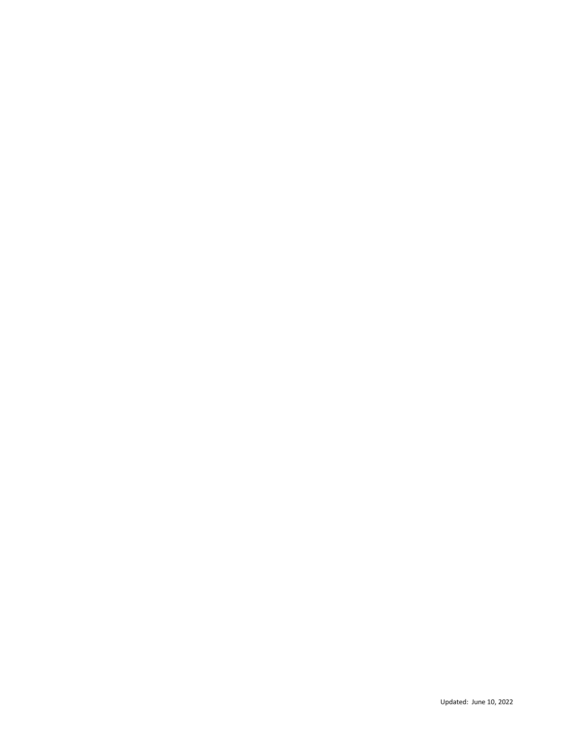Updated: June 10, 2022